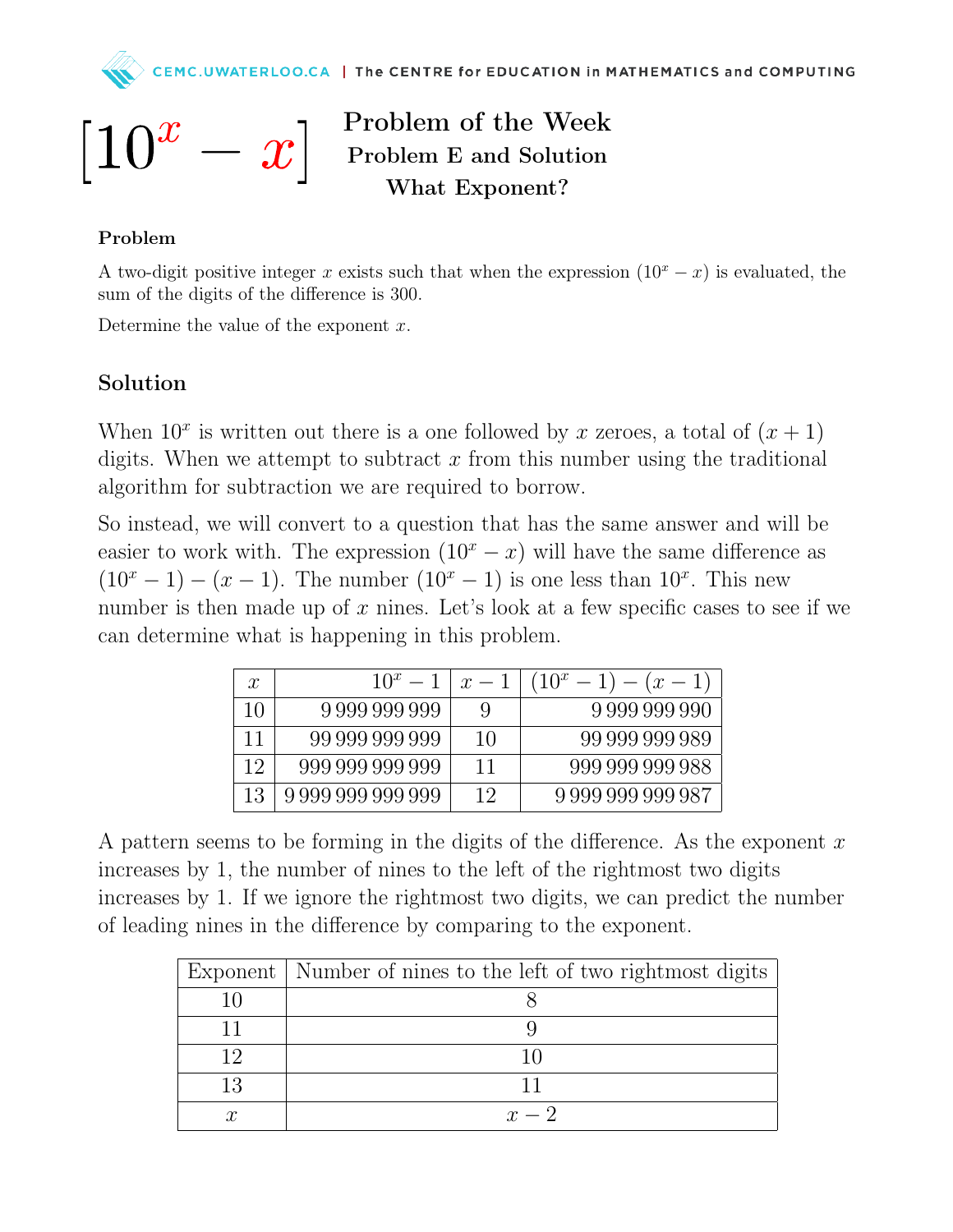# $[10^x - x]$ Problem of the Week

## Problem E and Solution

## What Exponent?

### Problem

A two-digit positive integer $x$ exists such that when the expression $(10^x - x)$ is evaluated, the sum of the digits of the difference is 300.

Determine the value of the exponent $x$.

### Solution

When $10^x$ is written out there is a one followed by $x$ zeroes, a total of $(x + 1)$ digits. When we attempt to subtract $x$ from this number using the traditional algorithm for subtraction we are required to borrow.

So instead, we will convert to a question that has the same answer and will be easier to work with. The expression $(10^x - x)$ will have the same difference as $(10^x - 1) - (x - 1)$. The number $(10^x - 1)$ is one less than $10^x$. This new number is then made up of $x$ nines. Let's look at a few specific cases to see if we can determine what is happening in this problem.

| $x$ | $10^x - 1$ | $x - 1$ | $(10^x - 1) - (x - 1)$ |
|---|---|---|---|
| 10 | 9 999 999 999 | 9 | 9 999 999 990 |
| 11 | 99 999 999 999 | 10 | 99 999 999 989 |
| 12 | 999 999 999 999 | 11 | 999 999 999 988 |
| 13 | 9 999 999 999 999 | 12 | 9 999 999 999 987 |

A pattern seems to be forming in the digits of the difference. As the exponent $x$ increases by 1, the number of nines to the left of the rightmost two digits increases by 1. If we ignore the rightmost two digits, we can predict the number of leading nines in the difference by comparing to the exponent.

| Exponent | Number of nines to the left of two rightmost digits |
|---|---|
| 10 | 8 |
| 11 | 9 |
| 12 | 10 |
| 13 | 11 |
| $x$ | $x - 2$ |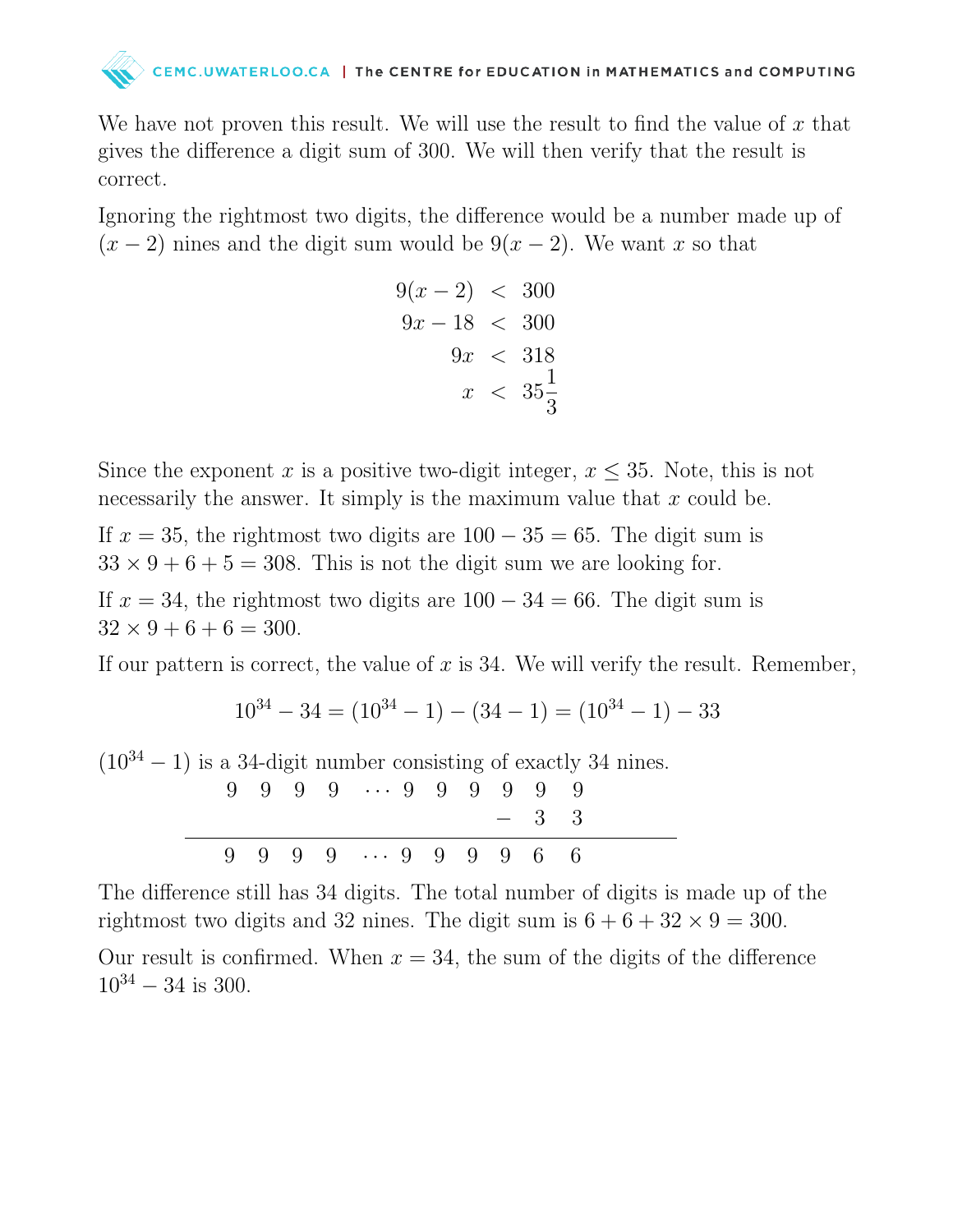We have not proven this result. We will use the result to find the value of $x$ that gives the difference a digit sum of 300. We will then verify that the result is correct.

Ignoring the rightmost two digits, the difference would be a number made up of $(x-2)$ nines and the digit sum would be $9(x-2)$. We want $x$ so that

$$
\begin{aligned}
9(x-2) &< 300 \\
9x - 18 &< 300 \\
9x &< 318 \\
x &< 35\frac{1}{3}
\end{aligned}
$$

Since the exponent $x$ is a positive two-digit integer, $x \leq 35$. Note, this is not necessarily the answer. It simply is the maximum value that $x$ could be.

If $x = 35$, the rightmost two digits are $100 - 35 = 65$. The digit sum is $33 \times 9 + 6 + 5 = 308$. This is not the digit sum we are looking for.

If $x = 34$, the rightmost two digits are $100 - 34 = 66$. The digit sum is $32 \times 9 + 6 + 6 = 300$.

If our pattern is correct, the value of $x$ is 34. We will verify the result. Remember,

$$10^{34} - 34 = (10^{34} - 1) - (34 - 1) = (10^{34} - 1) - 33$$

$(10^{34} - 1)$ is a 34-digit number consisting of exactly 34 nines.

$$
\begin{array}{r}
9\ 9\ 9\ 9\ \cdots 9\ 9\ 9\ 9\ 9\ 9 \\
-\ 3\ 3 \\
\hline
9\ 9\ 9\ 9\ \cdots 9\ 9\ 9\ 9\ 6\ 6
\end{array}
$$

The difference still has 34 digits. The total number of digits is made up of the rightmost two digits and 32 nines. The digit sum is $6 + 6 + 32 \times 9 = 300$.

Our result is confirmed. When $x = 34$, the sum of the digits of the difference $10^{34} - 34$ is 300.